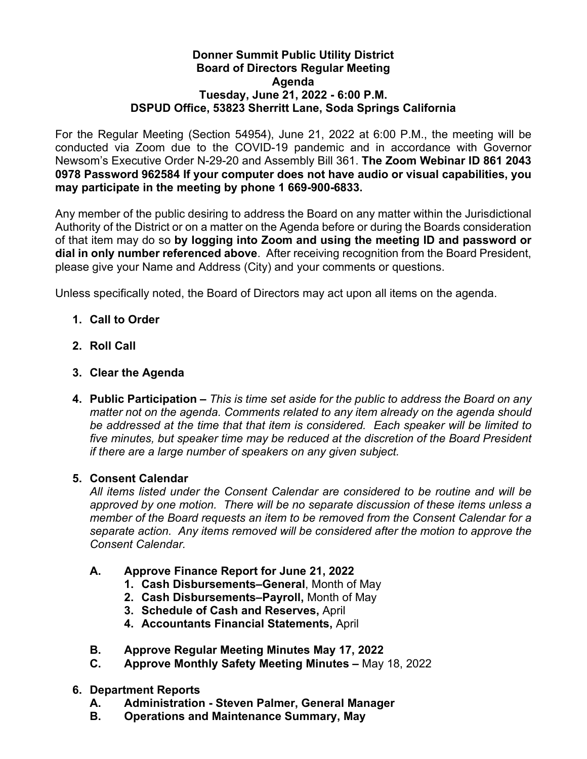**Donner Summit Public Utility District**
**Board of Directors Regular Meeting**
**Agenda**
**Tuesday, June 21, 2022 - 6:00 P.M.**
**DSPUD Office, 53823 Sherritt Lane, Soda Springs California**

For the Regular Meeting (Section 54954), June 21, 2022 at 6:00 P.M., the meeting will be conducted via Zoom due to the COVID-19 pandemic and in accordance with Governor Newsom's Executive Order N-29-20 and Assembly Bill 361. **The Zoom Webinar ID 861 2043 0978 Password 962584 If your computer does not have audio or visual capabilities, you may participate in the meeting by phone 1 669-900-6833.**

Any member of the public desiring to address the Board on any matter within the Jurisdictional Authority of the District or on a matter on the Agenda before or during the Boards consideration of that item may do so **by logging into Zoom and using the meeting ID and password or dial in only number referenced above**. After receiving recognition from the Board President, please give your Name and Address (City) and your comments or questions.

Unless specifically noted, the Board of Directors may act upon all items on the agenda.

1. **Call to Order**

2. **Roll Call**

3. **Clear the Agenda**

4. **Public Participation –** *This is time set aside for the public to address the Board on any matter not on the agenda. Comments related to any item already on the agenda should be addressed at the time that that item is considered. Each speaker will be limited to five minutes, but speaker time may be reduced at the discretion of the Board President if there are a large number of speakers on any given subject.*

5. **Consent Calendar**
   *All items listed under the Consent Calendar are considered to be routine and will be approved by one motion. There will be no separate discussion of these items unless a member of the Board requests an item to be removed from the Consent Calendar for a separate action. Any items removed will be considered after the motion to approve the Consent Calendar.*

   **A. Approve Finance Report for June 21, 2022**
      1. **Cash Disbursements–General**, Month of May
      2. **Cash Disbursements–Payroll,** Month of May
      3. **Schedule of Cash and Reserves,** April
      4. **Accountants Financial Statements,** April

   **B. Approve Regular Meeting Minutes May 17, 2022**

   **C. Approve Monthly Safety Meeting Minutes –** May 18, 2022

6. **Department Reports**
   **A. Administration - Steven Palmer, General Manager**
   **B. Operations and Maintenance Summary, May**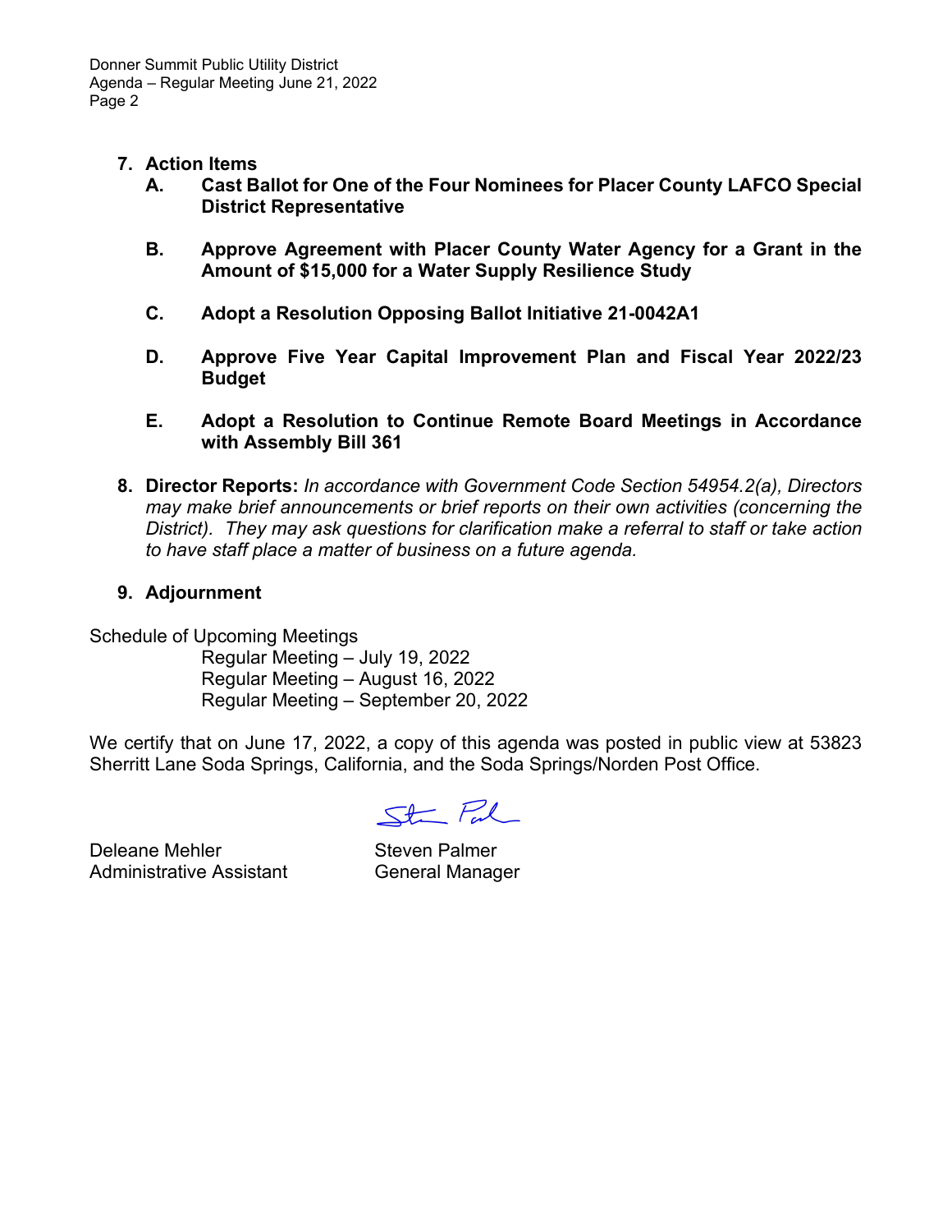7. **Action Items**
   - **A. Cast Ballot for One of the Four Nominees for Placer County LAFCO Special District Representative**

   - **B. Approve Agreement with Placer County Water Agency for a Grant in the Amount of $15,000 for a Water Supply Resilience Study**

   - **C. Adopt a Resolution Opposing Ballot Initiative 21-0042A1**

   - **D. Approve Five Year Capital Improvement Plan and Fiscal Year 2022/23 Budget**

   - **E. Adopt a Resolution to Continue Remote Board Meetings in Accordance with Assembly Bill 361**

8. **Director Reports:** *In accordance with Government Code Section 54954.2(a), Directors may make brief announcements or brief reports on their own activities (concerning the District). They may ask questions for clarification make a referral to staff or take action to have staff place a matter of business on a future agenda.*

9. **Adjournment**

Schedule of Upcoming Meetings

Regular Meeting – July 19, 2022
Regular Meeting – August 16, 2022
Regular Meeting – September 20, 2022

We certify that on June 17, 2022, a copy of this agenda was posted in public view at 53823 Sherritt Lane Soda Springs, California, and the Soda Springs/Norden Post Office.

| | |
|---|---|
| Deleane Mehler | Steven Palmer |
| Administrative Assistant | General Manager |